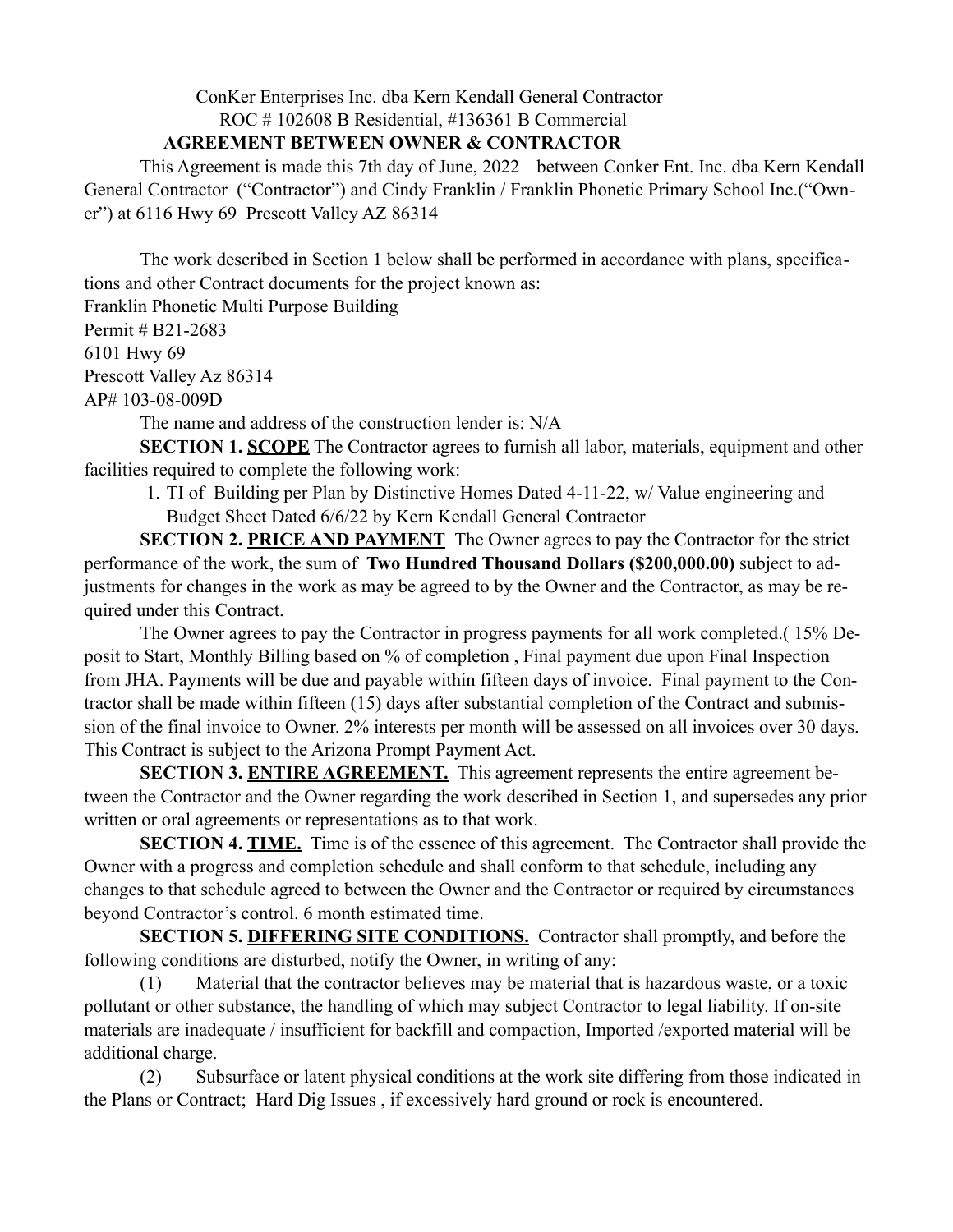ConKer Enterprises Inc. dba Kern Kendall General Contractor
ROC # 102608 B Residential, #136361 B Commercial

**AGREEMENT BETWEEN OWNER & CONTRACTOR**

This Agreement is made this 7th day of June, 2022 between Conker Ent. Inc. dba Kern Kendall General Contractor ("Contractor") and Cindy Franklin / Franklin Phonetic Primary School Inc.("Owner") at 6116 Hwy 69 Prescott Valley AZ 86314

The work described in Section 1 below shall be performed in accordance with plans, specifications and other Contract documents for the project known as:
Franklin Phonetic Multi Purpose Building
Permit # B21-2683
6101 Hwy 69
Prescott Valley Az 86314
AP# 103-08-009D

The name and address of the construction lender is: N/A

**SECTION 1. <u>SCOPE</u>** The Contractor agrees to furnish all labor, materials, equipment and other facilities required to complete the following work:

1. TI of Building per Plan by Distinctive Homes Dated 4-11-22, w/ Value engineering and Budget Sheet Dated 6/6/22 by Kern Kendall General Contractor

**SECTION 2. <u>PRICE AND PAYMENT</u>** The Owner agrees to pay the Contractor for the strict performance of the work, the sum of **Two Hundred Thousand Dollars ($200,000.00)** subject to adjustments for changes in the work as may be agreed to by the Owner and the Contractor, as may be required under this Contract.

The Owner agrees to pay the Contractor in progress payments for all work completed.( 15% Deposit to Start, Monthly Billing based on % of completion , Final payment due upon Final Inspection from JHA. Payments will be due and payable within fifteen days of invoice. Final payment to the Contractor shall be made within fifteen (15) days after substantial completion of the Contract and submission of the final invoice to Owner. 2% interests per month will be assessed on all invoices over 30 days. This Contract is subject to the Arizona Prompt Payment Act.

**SECTION 3. <u>ENTIRE AGREEMENT.</u>** This agreement represents the entire agreement between the Contractor and the Owner regarding the work described in Section 1, and supersedes any prior written or oral agreements or representations as to that work.

**SECTION 4. <u>TIME.</u>** Time is of the essence of this agreement. The Contractor shall provide the Owner with a progress and completion schedule and shall conform to that schedule, including any changes to that schedule agreed to between the Owner and the Contractor or required by circumstances beyond Contractor's control. 6 month estimated time.

**SECTION 5. <u>DIFFERING SITE CONDITIONS.</u>** Contractor shall promptly, and before the following conditions are disturbed, notify the Owner, in writing of any:

(1) Material that the contractor believes may be material that is hazardous waste, or a toxic pollutant or other substance, the handling of which may subject Contractor to legal liability. If on-site materials are inadequate / insufficient for backfill and compaction, Imported /exported material will be additional charge.

(2) Subsurface or latent physical conditions at the work site differing from those indicated in the Plans or Contract; Hard Dig Issues , if excessively hard ground or rock is encountered.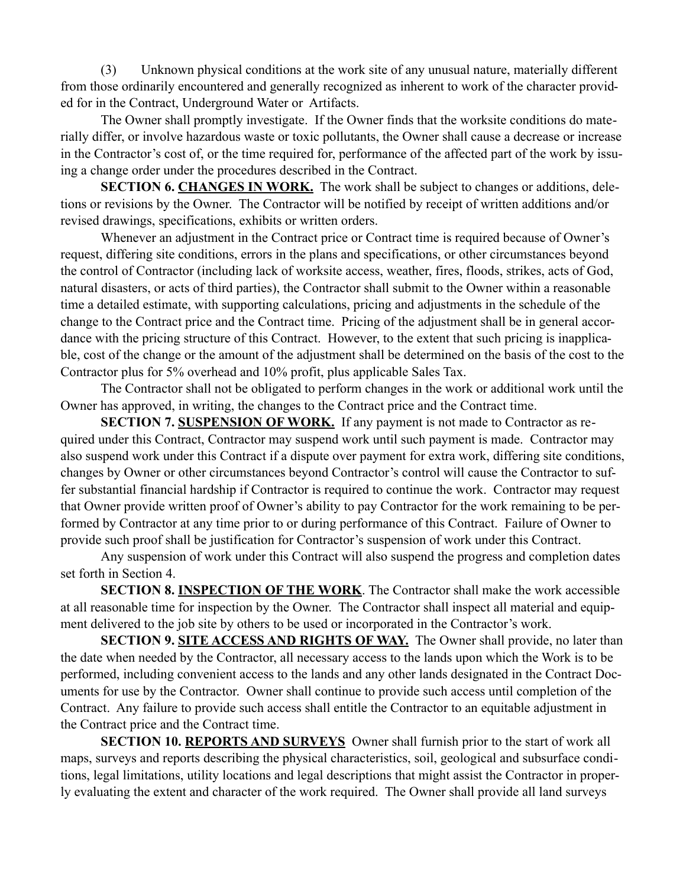(3) Unknown physical conditions at the work site of any unusual nature, materially different from those ordinarily encountered and generally recognized as inherent to work of the character provided for in the Contract, Underground Water or Artifacts.

The Owner shall promptly investigate. If the Owner finds that the worksite conditions do materially differ, or involve hazardous waste or toxic pollutants, the Owner shall cause a decrease or increase in the Contractor's cost of, or the time required for, performance of the affected part of the work by issuing a change order under the procedures described in the Contract.

**SECTION 6. <u>CHANGES IN WORK.</u>** The work shall be subject to changes or additions, deletions or revisions by the Owner. The Contractor will be notified by receipt of written additions and/or revised drawings, specifications, exhibits or written orders.

Whenever an adjustment in the Contract price or Contract time is required because of Owner's request, differing site conditions, errors in the plans and specifications, or other circumstances beyond the control of Contractor (including lack of worksite access, weather, fires, floods, strikes, acts of God, natural disasters, or acts of third parties), the Contractor shall submit to the Owner within a reasonable time a detailed estimate, with supporting calculations, pricing and adjustments in the schedule of the change to the Contract price and the Contract time. Pricing of the adjustment shall be in general accordance with the pricing structure of this Contract. However, to the extent that such pricing is inapplicable, cost of the change or the amount of the adjustment shall be determined on the basis of the cost to the Contractor plus for 5% overhead and 10% profit, plus applicable Sales Tax.

The Contractor shall not be obligated to perform changes in the work or additional work until the Owner has approved, in writing, the changes to the Contract price and the Contract time.

**SECTION 7. <u>SUSPENSION OF WORK.</u>** If any payment is not made to Contractor as required under this Contract, Contractor may suspend work until such payment is made. Contractor may also suspend work under this Contract if a dispute over payment for extra work, differing site conditions, changes by Owner or other circumstances beyond Contractor's control will cause the Contractor to suffer substantial financial hardship if Contractor is required to continue the work. Contractor may request that Owner provide written proof of Owner's ability to pay Contractor for the work remaining to be performed by Contractor at any time prior to or during performance of this Contract. Failure of Owner to provide such proof shall be justification for Contractor's suspension of work under this Contract.

Any suspension of work under this Contract will also suspend the progress and completion dates set forth in Section 4.

**SECTION 8. <u>INSPECTION OF THE WORK</u>**. The Contractor shall make the work accessible at all reasonable time for inspection by the Owner. The Contractor shall inspect all material and equipment delivered to the job site by others to be used or incorporated in the Contractor's work.

**SECTION 9. <u>SITE ACCESS AND RIGHTS OF WAY.</u>** The Owner shall provide, no later than the date when needed by the Contractor, all necessary access to the lands upon which the Work is to be performed, including convenient access to the lands and any other lands designated in the Contract Documents for use by the Contractor. Owner shall continue to provide such access until completion of the Contract. Any failure to provide such access shall entitle the Contractor to an equitable adjustment in the Contract price and the Contract time.

**SECTION 10. <u>REPORTS AND SURVEYS</u>** Owner shall furnish prior to the start of work all maps, surveys and reports describing the physical characteristics, soil, geological and subsurface conditions, legal limitations, utility locations and legal descriptions that might assist the Contractor in properly evaluating the extent and character of the work required. The Owner shall provide all land surveys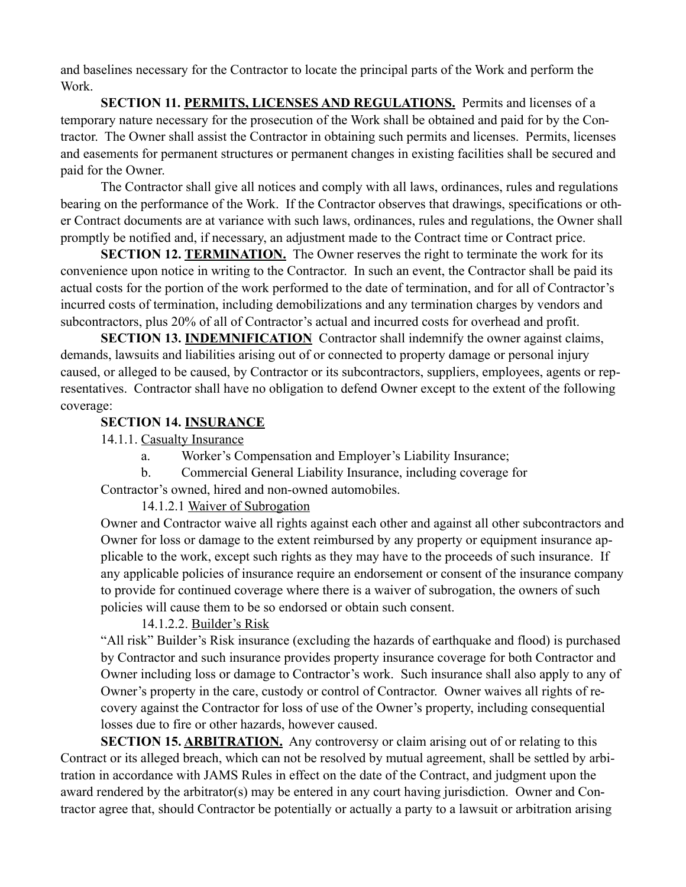and baselines necessary for the Contractor to locate the principal parts of the Work and perform the Work.

**SECTION 11. PERMITS, LICENSES AND REGULATIONS.** Permits and licenses of a temporary nature necessary for the prosecution of the Work shall be obtained and paid for by the Contractor. The Owner shall assist the Contractor in obtaining such permits and licenses. Permits, licenses and easements for permanent structures or permanent changes in existing facilities shall be secured and paid for the Owner.

The Contractor shall give all notices and comply with all laws, ordinances, rules and regulations bearing on the performance of the Work. If the Contractor observes that drawings, specifications or other Contract documents are at variance with such laws, ordinances, rules and regulations, the Owner shall promptly be notified and, if necessary, an adjustment made to the Contract time or Contract price.

**SECTION 12. TERMINATION.** The Owner reserves the right to terminate the work for its convenience upon notice in writing to the Contractor. In such an event, the Contractor shall be paid its actual costs for the portion of the work performed to the date of termination, and for all of Contractor's incurred costs of termination, including demobilizations and any termination charges by vendors and subcontractors, plus 20% of all of Contractor's actual and incurred costs for overhead and profit.

**SECTION 13. INDEMNIFICATION** Contractor shall indemnify the owner against claims, demands, lawsuits and liabilities arising out of or connected to property damage or personal injury caused, or alleged to be caused, by Contractor or its subcontractors, suppliers, employees, agents or representatives. Contractor shall have no obligation to defend Owner except to the extent of the following coverage:

**SECTION 14. INSURANCE**

14.1.1. Casualty Insurance

a. Worker's Compensation and Employer's Liability Insurance;

b. Commercial General Liability Insurance, including coverage for Contractor's owned, hired and non-owned automobiles.

14.1.2.1 Waiver of Subrogation

Owner and Contractor waive all rights against each other and against all other subcontractors and Owner for loss or damage to the extent reimbursed by any property or equipment insurance applicable to the work, except such rights as they may have to the proceeds of such insurance. If any applicable policies of insurance require an endorsement or consent of the insurance company to provide for continued coverage where there is a waiver of subrogation, the owners of such policies will cause them to be so endorsed or obtain such consent.

14.1.2.2. Builder's Risk

"All risk" Builder's Risk insurance (excluding the hazards of earthquake and flood) is purchased by Contractor and such insurance provides property insurance coverage for both Contractor and Owner including loss or damage to Contractor's work. Such insurance shall also apply to any of Owner's property in the care, custody or control of Contractor. Owner waives all rights of recovery against the Contractor for loss of use of the Owner's property, including consequential losses due to fire or other hazards, however caused.

**SECTION 15. ARBITRATION.** Any controversy or claim arising out of or relating to this Contract or its alleged breach, which can not be resolved by mutual agreement, shall be settled by arbitration in accordance with JAMS Rules in effect on the date of the Contract, and judgment upon the award rendered by the arbitrator(s) may be entered in any court having jurisdiction. Owner and Contractor agree that, should Contractor be potentially or actually a party to a lawsuit or arbitration arising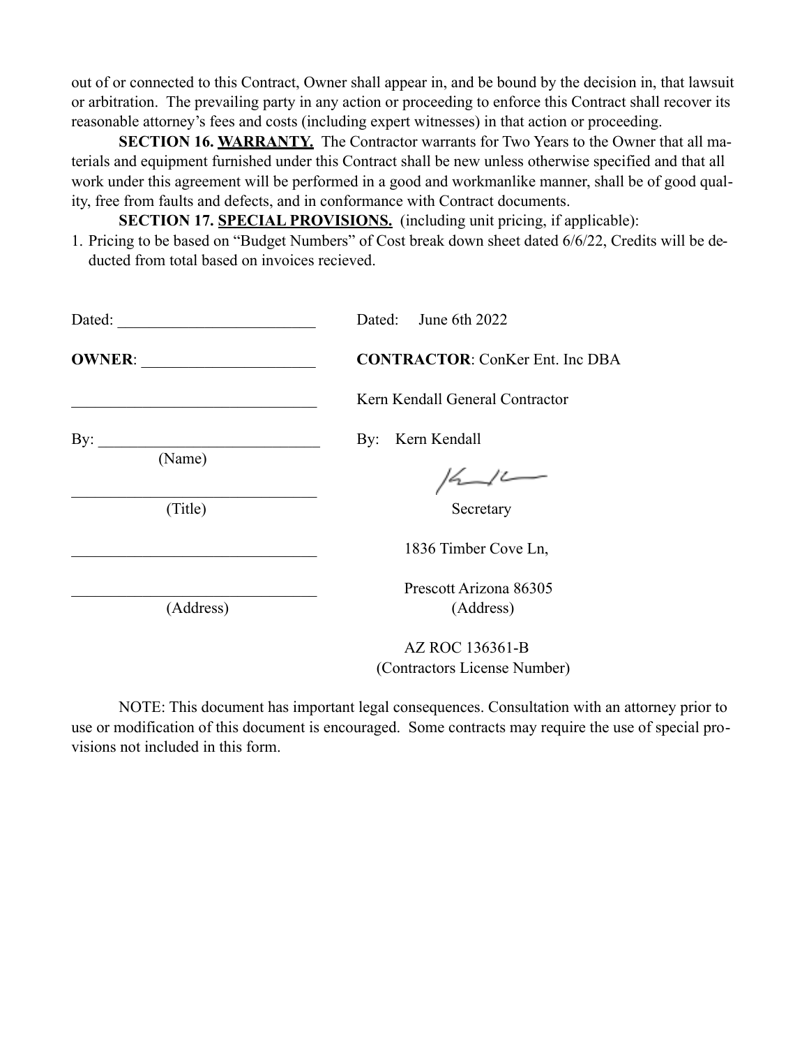out of or connected to this Contract, Owner shall appear in, and be bound by the decision in, that lawsuit or arbitration. The prevailing party in any action or proceeding to enforce this Contract shall recover its reasonable attorney's fees and costs (including expert witnesses) in that action or proceeding.

**SECTION 16. WARRANTY.** The Contractor warrants for Two Years to the Owner that all materials and equipment furnished under this Contract shall be new unless otherwise specified and that all work under this agreement will be performed in a good and workmanlike manner, shall be of good quality, free from faults and defects, and in conformance with Contract documents.

**SECTION 17. SPECIAL PROVISIONS.** (including unit pricing, if applicable):

1. Pricing to be based on "Budget Numbers" of Cost break down sheet dated 6/6/22, Credits will be deducted from total based on invoices recieved.

| | |
|---|---|
| Dated: ________________________ | Dated: June 6th 2022 |
| **OWNER**: ____________________ | **CONTRACTOR**: ConKer Ent. Inc DBA |
| ______________________________ | Kern Kendall General Contractor |
| By: ___________________________ (Name) | By: Kern Kendall |
| ______________________________ (Title) | Secretary |
| ______________________________ | 1836 Timber Cove Ln, |
| ______________________________ (Address) | Prescott Arizona 86305 (Address) |
| | AZ ROC 136361-B (Contractors License Number) |

NOTE: This document has important legal consequences. Consultation with an attorney prior to use or modification of this document is encouraged. Some contracts may require the use of special provisions not included in this form.